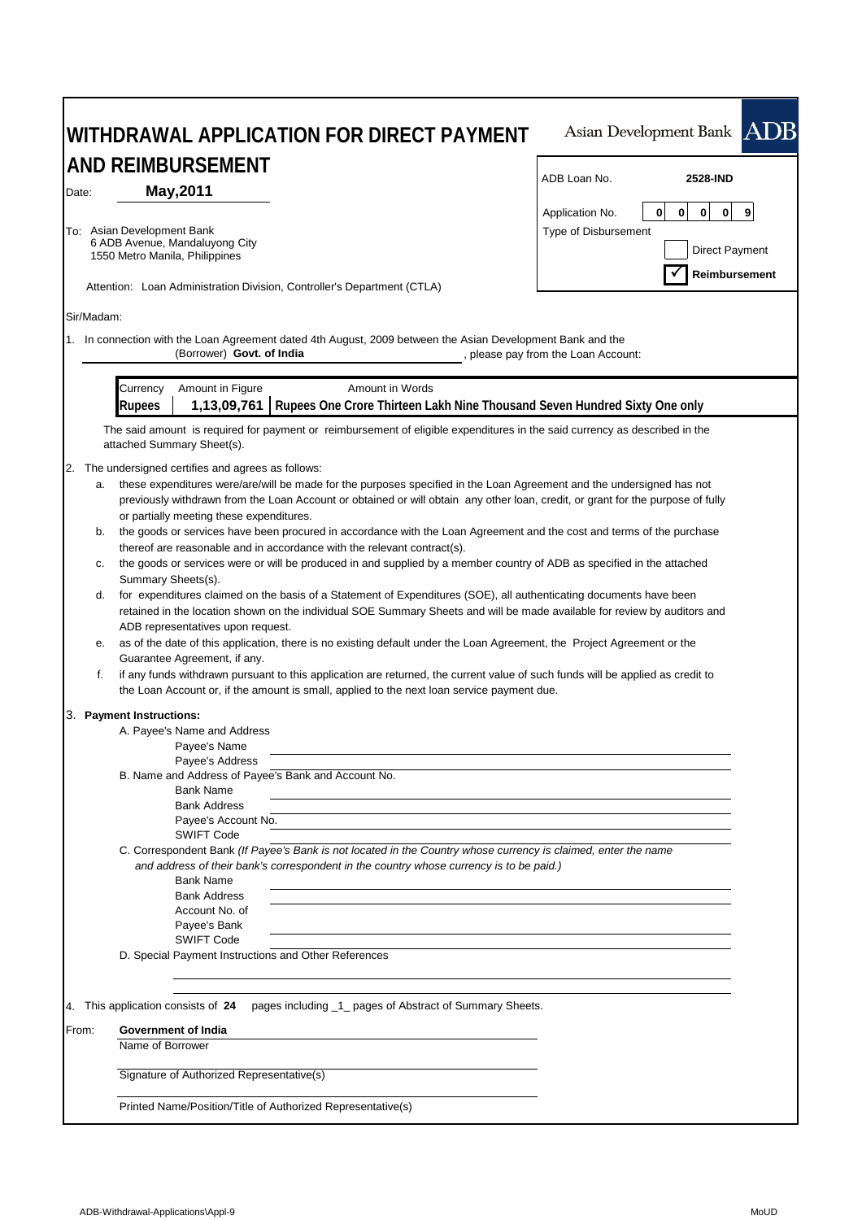# WITHDRAWAL APPLICATION FOR DIRECT PAYMENT AND REIMBURSEMENT

Asian Development Bank **ADB**

| | |
|---|---|
| ADB Loan No. | **2528-IND** |
| Application No. | 0 0 0 0 9 |
| Type of Disbursement | ☐ Direct Payment |
| | ☑ **Reimbursement** |

Date: **May,2011**

To: Asian Development Bank
6 ADB Avenue, Mandaluyong City
1550 Metro Manila, Philippines

Attention: Loan Administration Division, Controller's Department (CTLA)

Sir/Madam:

1. In connection with the Loan Agreement dated 4th August, 2009 between the Asian Development Bank and the (Borrower) **Govt. of India**, please pay from the Loan Account:

| Currency | Amount in Figure | Amount in Words |
|---|---|---|
| **Rupees** | **1,13,09,761** | **Rupees One Crore Thirteen Lakh Nine Thousand Seven Hundred Sixty One only** |

The said amount is required for payment or reimbursement of eligible expenditures in the said currency as described in the attached Summary Sheet(s).

2. The undersigned certifies and agrees as follows:
   a. these expenditures were/are/will be made for the purposes specified in the Loan Agreement and the undersigned has not previously withdrawn from the Loan Account or obtained or will obtain any other loan, credit, or grant for the purpose of fully or partially meeting these expenditures.
   b. the goods or services have been procured in accordance with the Loan Agreement and the cost and terms of the purchase thereof are reasonable and in accordance with the relevant contract(s).
   c. the goods or services were or will be produced in and supplied by a member country of ADB as specified in the attached Summary Sheets(s).
   d. for expenditures claimed on the basis of a Statement of Expenditures (SOE), all authenticating documents have been retained in the location shown on the individual SOE Summary Sheets and will be made available for review by auditors and ADB representatives upon request.
   e. as of the date of this application, there is no existing default under the Loan Agreement, the Project Agreement or the Guarantee Agreement, if any.
   f. if any funds withdrawn pursuant to this application are returned, the current value of such funds will be applied as credit to the Loan Account or, if the amount is small, applied to the next loan service payment due.

3. **Payment Instructions:**
   A. Payee's Name and Address
      Payee's Name
      Payee's Address
   B. Name and Address of Payee's Bank and Account No.
      Bank Name
      Bank Address
      Payee's Account No.
      SWIFT Code
   C. Correspondent Bank *(If Payee's Bank is not located in the Country whose currency is claimed, enter the name and address of their bank's correspondent in the country whose currency is to be paid.)*
      Bank Name
      Bank Address
      Account No. of Payee's Bank
      SWIFT Code
   D. Special Payment Instructions and Other References

4. This application consists of **24** pages including _1_ pages of Abstract of Summary Sheets.

From: **Government of India**
Name of Borrower

Signature of Authorized Representative(s)

Printed Name/Position/Title of Authorized Representative(s)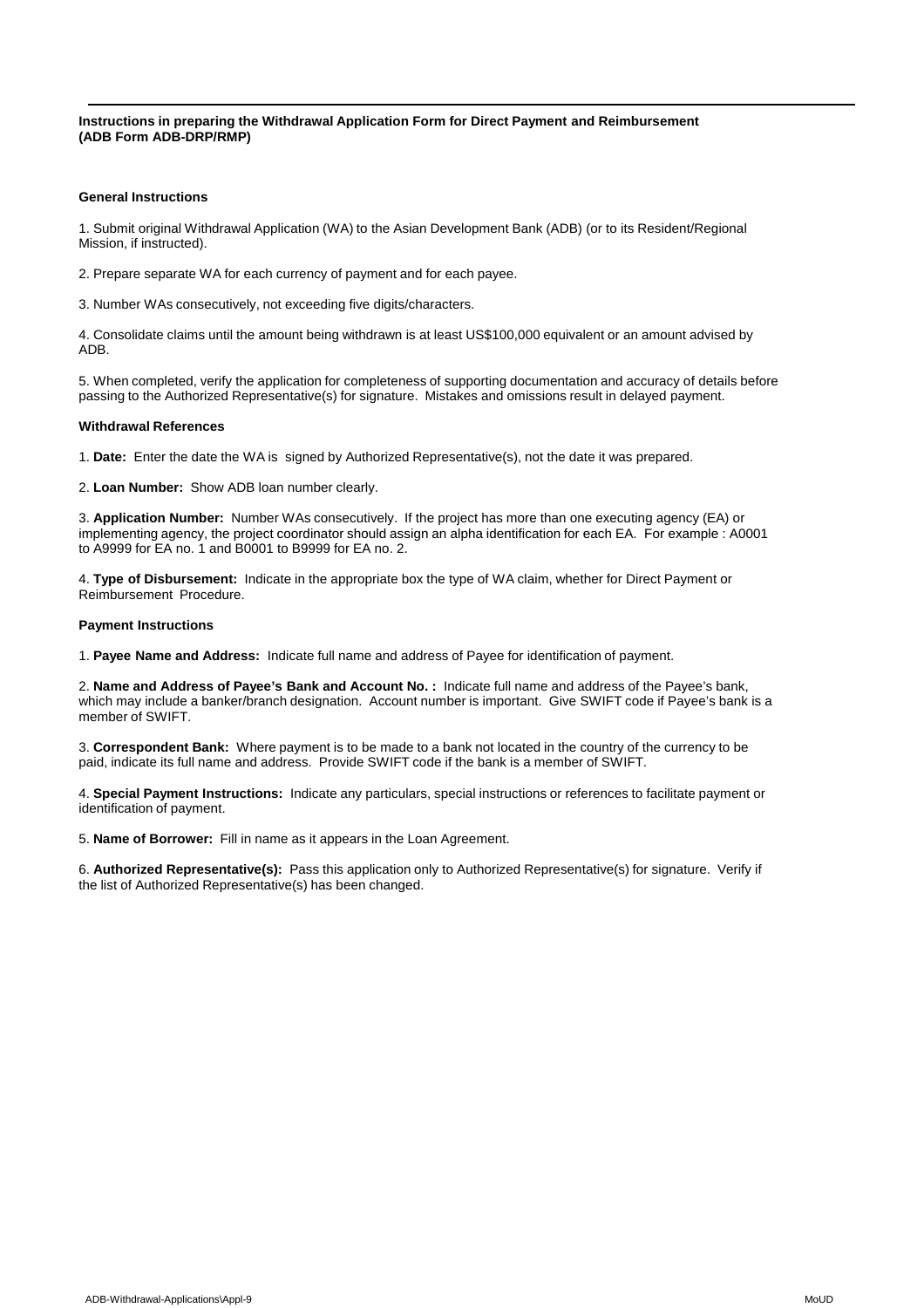**Instructions in preparing the Withdrawal Application Form for Direct Payment and Reimbursement (ADB Form ADB-DRP/RMP)**

**General Instructions**

1. Submit original Withdrawal Application (WA) to the Asian Development Bank (ADB) (or to its Resident/Regional Mission, if instructed).

2. Prepare separate WA for each currency of payment and for each payee.

3. Number WAs consecutively, not exceeding five digits/characters.

4. Consolidate claims until the amount being withdrawn is at least US$100,000 equivalent or an amount advised by ADB.

5. When completed, verify the application for completeness of supporting documentation and accuracy of details before passing to the Authorized Representative(s) for signature. Mistakes and omissions result in delayed payment.

**Withdrawal References**

1. **Date:** Enter the date the WA is signed by Authorized Representative(s), not the date it was prepared.

2. **Loan Number:** Show ADB loan number clearly.

3. **Application Number:** Number WAs consecutively. If the project has more than one executing agency (EA) or implementing agency, the project coordinator should assign an alpha identification for each EA. For example : A0001 to A9999 for EA no. 1 and B0001 to B9999 for EA no. 2.

4. **Type of Disbursement:** Indicate in the appropriate box the type of WA claim, whether for Direct Payment or Reimbursement Procedure.

**Payment Instructions**

1. **Payee Name and Address:** Indicate full name and address of Payee for identification of payment.

2. **Name and Address of Payee's Bank and Account No. :** Indicate full name and address of the Payee's bank, which may include a banker/branch designation. Account number is important. Give SWIFT code if Payee's bank is a member of SWIFT.

3. **Correspondent Bank:** Where payment is to be made to a bank not located in the country of the currency to be paid, indicate its full name and address. Provide SWIFT code if the bank is a member of SWIFT.

4. **Special Payment Instructions:** Indicate any particulars, special instructions or references to facilitate payment or identification of payment.

5. **Name of Borrower:** Fill in name as it appears in the Loan Agreement.

6. **Authorized Representative(s):** Pass this application only to Authorized Representative(s) for signature. Verify if the list of Authorized Representative(s) has been changed.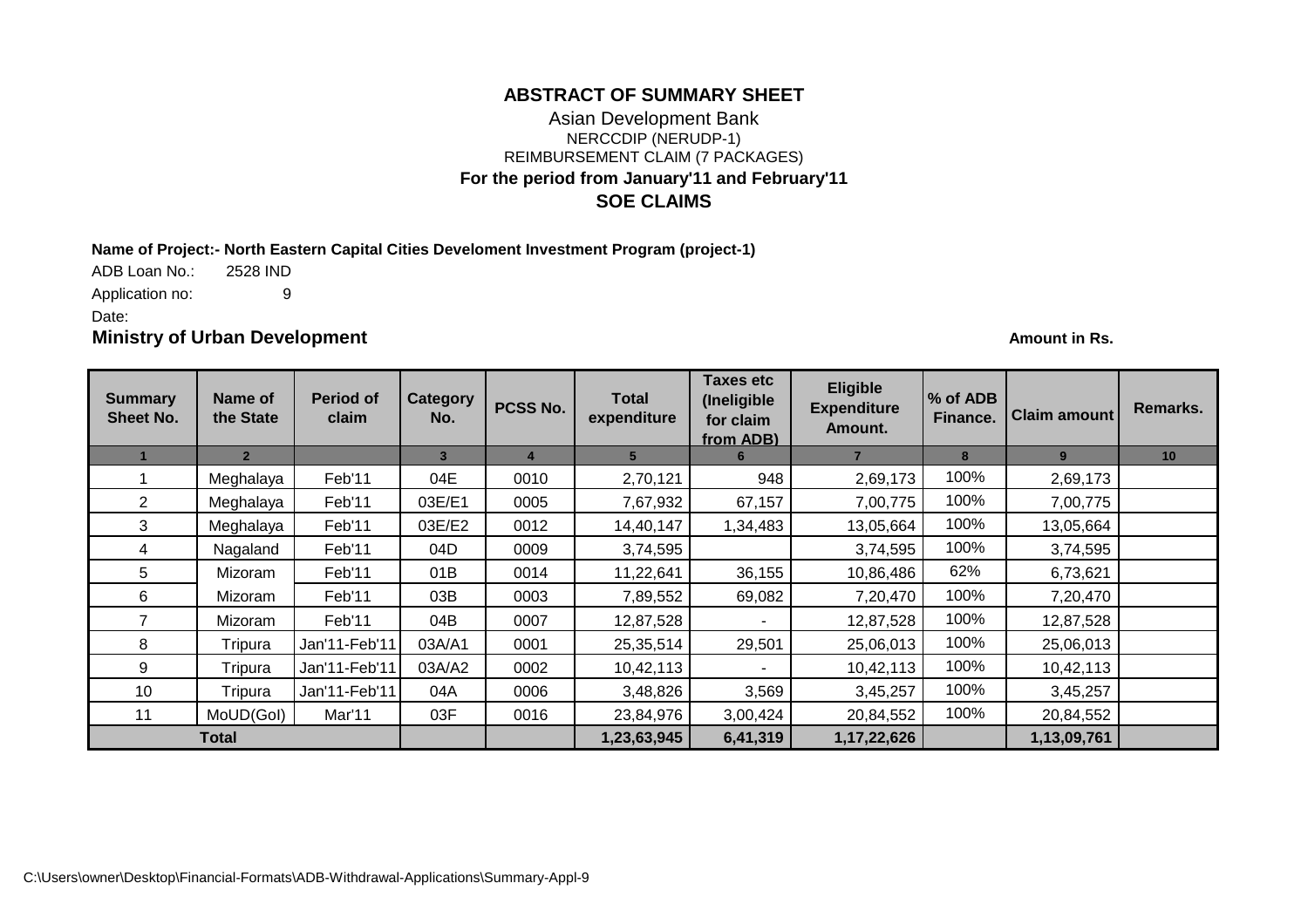# ABSTRACT OF SUMMARY SHEET

Asian Development Bank
NERCCDIP (NERUDP-1)
REIMBURSEMENT CLAIM (7 PACKAGES)

**For the period from January'11 and February'11**

**SOE CLAIMS**

**Name of Project:- North Eastern Capital Cities Develoment Investment Program (project-1)**

ADB Loan No.: 2528 IND

Application no: 9

Date:

**Ministry of Urban Development** **Amount in Rs.**

| Summary Sheet No. | Name of the State | Period of claim | Category No. | PCSS No. | Total expenditure | Taxes etc (Ineligible for claim from ADB) | Eligible Expenditure Amount. | % of ADB Finance. | Claim amount | Remarks. |
|---|---|---|---|---|---|---|---|---|---|---|
| 1 | 2 | | 3 | 4 | 5 | 6 | 7 | 8 | 9 | 10 |
| 1 | Meghalaya | Feb'11 | 04E | 0010 | 2,70,121 | 948 | 2,69,173 | 100% | 2,69,173 | |
| 2 | Meghalaya | Feb'11 | 03E/E1 | 0005 | 7,67,932 | 67,157 | 7,00,775 | 100% | 7,00,775 | |
| 3 | Meghalaya | Feb'11 | 03E/E2 | 0012 | 14,40,147 | 1,34,483 | 13,05,664 | 100% | 13,05,664 | |
| 4 | Nagaland | Feb'11 | 04D | 0009 | 3,74,595 | | 3,74,595 | 100% | 3,74,595 | |
| 5 | Mizoram | Feb'11 | 01B | 0014 | 11,22,641 | 36,155 | 10,86,486 | 62% | 6,73,621 | |
| 6 | Mizoram | Feb'11 | 03B | 0003 | 7,89,552 | 69,082 | 7,20,470 | 100% | 7,20,470 | |
| 7 | Mizoram | Feb'11 | 04B | 0007 | 12,87,528 | - | 12,87,528 | 100% | 12,87,528 | |
| 8 | Tripura | Jan'11-Feb'11 | 03A/A1 | 0001 | 25,35,514 | 29,501 | 25,06,013 | 100% | 25,06,013 | |
| 9 | Tripura | Jan'11-Feb'11 | 03A/A2 | 0002 | 10,42,113 | - | 10,42,113 | 100% | 10,42,113 | |
| 10 | Tripura | Jan'11-Feb'11 | 04A | 0006 | 3,48,826 | 3,569 | 3,45,257 | 100% | 3,45,257 | |
| 11 | MoUD(GoI) | Mar'11 | 03F | 0016 | 23,84,976 | 3,00,424 | 20,84,552 | 100% | 20,84,552 | |
| **Total** | | | | | **1,23,63,945** | **6,41,319** | **1,17,22,626** | | **1,13,09,761** | |

C:\Users\owner\Desktop\Financial-Formats\ADB-Withdrawal-Applications\Summary-Appl-9